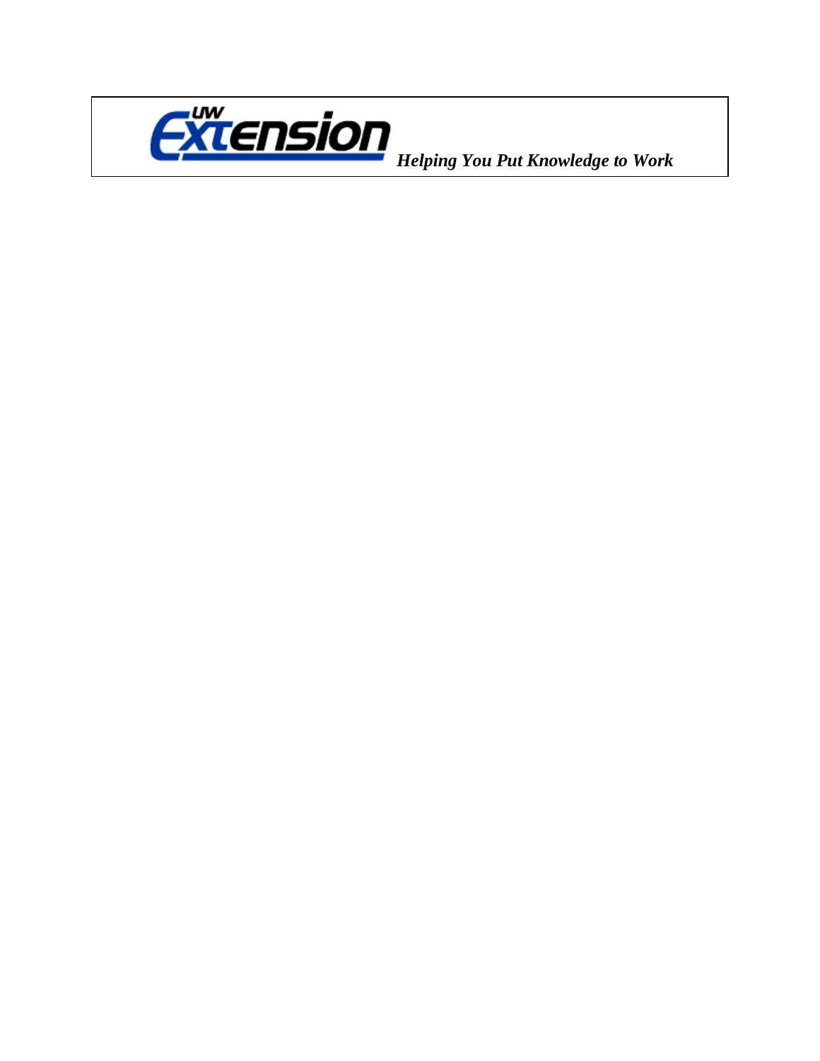UW Extension *Helping You Put Knowledge to Work*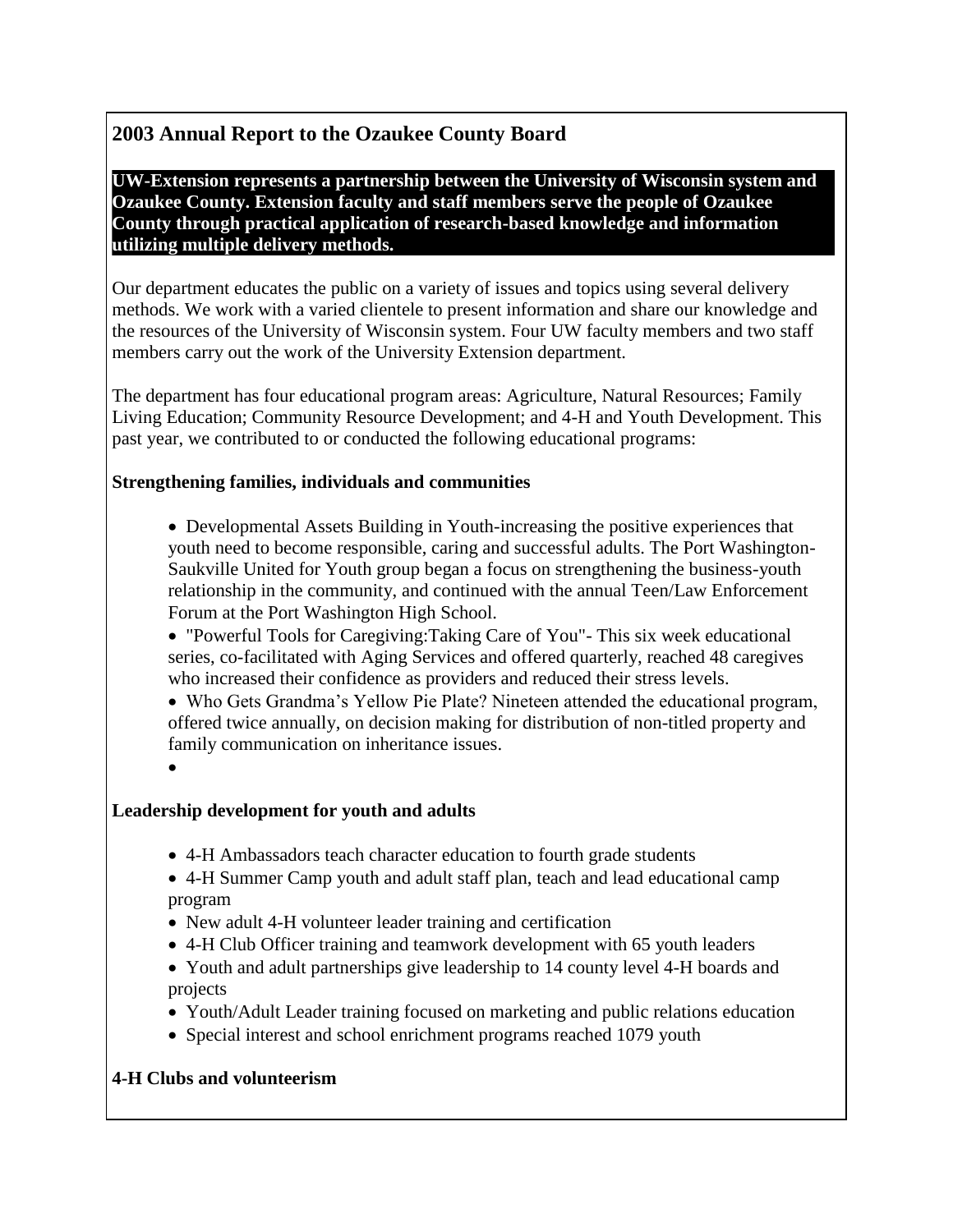## 2003 Annual Report to the Ozaukee County Board

**UW-Extension represents a partnership between the University of Wisconsin system and Ozaukee County. Extension faculty and staff members serve the people of Ozaukee County through practical application of research-based knowledge and information utilizing multiple delivery methods.**

Our department educates the public on a variety of issues and topics using several delivery methods. We work with a varied clientele to present information and share our knowledge and the resources of the University of Wisconsin system. Four UW faculty members and two staff members carry out the work of the University Extension department.

The department has four educational program areas: Agriculture, Natural Resources; Family Living Education; Community Resource Development; and 4-H and Youth Development. This past year, we contributed to or conducted the following educational programs:

**Strengthening families, individuals and communities**

- Developmental Assets Building in Youth-increasing the positive experiences that youth need to become responsible, caring and successful adults. The Port Washington-Saukville United for Youth group began a focus on strengthening the business-youth relationship in the community, and continued with the annual Teen/Law Enforcement Forum at the Port Washington High School.
- "Powerful Tools for Caregiving:Taking Care of You"- This six week educational series, co-facilitated with Aging Services and offered quarterly, reached 48 caregives who increased their confidence as providers and reduced their stress levels.
- Who Gets Grandma's Yellow Pie Plate? Nineteen attended the educational program, offered twice annually, on decision making for distribution of non-titled property and family communication on inheritance issues.

**Leadership development for youth and adults**

- 4-H Ambassadors teach character education to fourth grade students
- 4-H Summer Camp youth and adult staff plan, teach and lead educational camp program
- New adult 4-H volunteer leader training and certification
- 4-H Club Officer training and teamwork development with 65 youth leaders
- Youth and adult partnerships give leadership to 14 county level 4-H boards and projects
- Youth/Adult Leader training focused on marketing and public relations education
- Special interest and school enrichment programs reached 1079 youth

**4-H Clubs and volunteerism**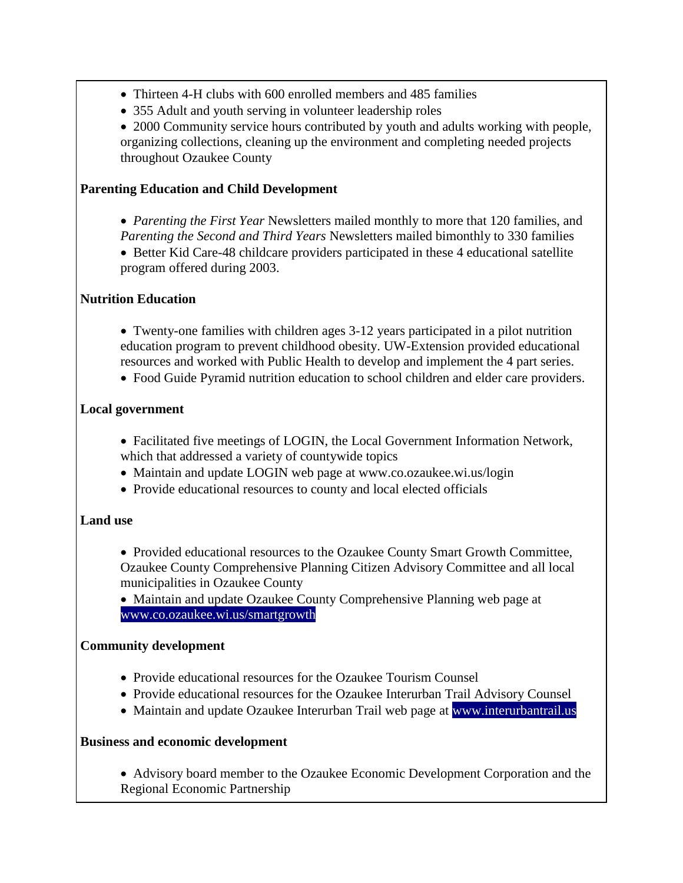- Thirteen 4-H clubs with 600 enrolled members and 485 families
- 355 Adult and youth serving in volunteer leadership roles
- 2000 Community service hours contributed by youth and adults working with people, organizing collections, cleaning up the environment and completing needed projects throughout Ozaukee County

**Parenting Education and Child Development**

- *Parenting the First Year* Newsletters mailed monthly to more that 120 families, and *Parenting the Second and Third Years* Newsletters mailed bimonthly to 330 families
- Better Kid Care-48 childcare providers participated in these 4 educational satellite program offered during 2003.

**Nutrition Education**

- Twenty-one families with children ages 3-12 years participated in a pilot nutrition education program to prevent childhood obesity. UW-Extension provided educational resources and worked with Public Health to develop and implement the 4 part series.
- Food Guide Pyramid nutrition education to school children and elder care providers.

**Local government**

- Facilitated five meetings of LOGIN, the Local Government Information Network, which that addressed a variety of countywide topics
- Maintain and update LOGIN web page at www.co.ozaukee.wi.us/login
- Provide educational resources to county and local elected officials

**Land use**

- Provided educational resources to the Ozaukee County Smart Growth Committee, Ozaukee County Comprehensive Planning Citizen Advisory Committee and all local municipalities in Ozaukee County
- Maintain and update Ozaukee County Comprehensive Planning web page at www.co.ozaukee.wi.us/smartgrowth

**Community development**

- Provide educational resources for the Ozaukee Tourism Counsel
- Provide educational resources for the Ozaukee Interurban Trail Advisory Counsel
- Maintain and update Ozaukee Interurban Trail web page at www.interurbantrail.us

**Business and economic development**

- Advisory board member to the Ozaukee Economic Development Corporation and the Regional Economic Partnership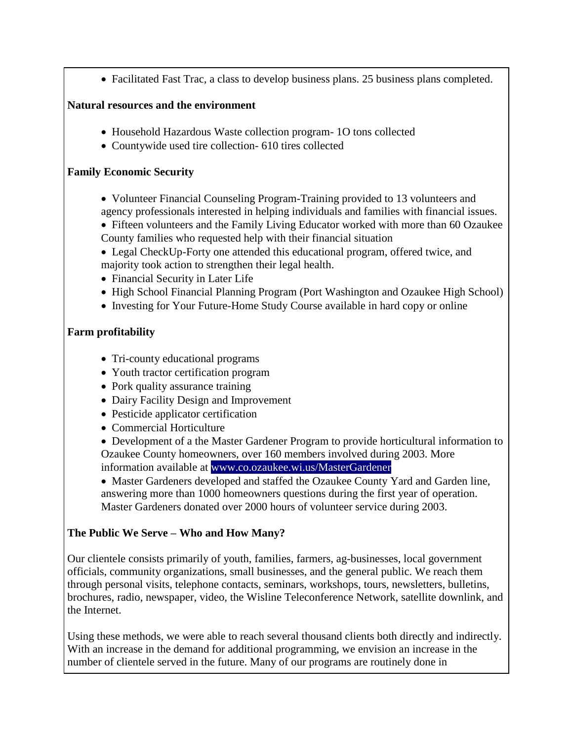- Facilitated Fast Trac, a class to develop business plans. 25 business plans completed.

**Natural resources and the environment**

- Household Hazardous Waste collection program- 1O tons collected
- Countywide used tire collection- 610 tires collected

**Family Economic Security**

- Volunteer Financial Counseling Program-Training provided to 13 volunteers and agency professionals interested in helping individuals and families with financial issues.
- Fifteen volunteers and the Family Living Educator worked with more than 60 Ozaukee County families who requested help with their financial situation
- Legal CheckUp-Forty one attended this educational program, offered twice, and majority took action to strengthen their legal health.
- Financial Security in Later Life
- High School Financial Planning Program (Port Washington and Ozaukee High School)
- Investing for Your Future-Home Study Course available in hard copy or online

**Farm profitability**

- Tri-county educational programs
- Youth tractor certification program
- Pork quality assurance training
- Dairy Facility Design and Improvement
- Pesticide applicator certification
- Commercial Horticulture
- Development of a the Master Gardener Program to provide horticultural information to Ozaukee County homeowners, over 160 members involved during 2003. More information available at www.co.ozaukee.wi.us/MasterGardener
- Master Gardeners developed and staffed the Ozaukee County Yard and Garden line, answering more than 1000 homeowners questions during the first year of operation. Master Gardeners donated over 2000 hours of volunteer service during 2003.

**The Public We Serve – Who and How Many?**

Our clientele consists primarily of youth, families, farmers, ag-businesses, local government officials, community organizations, small businesses, and the general public. We reach them through personal visits, telephone contacts, seminars, workshops, tours, newsletters, bulletins, brochures, radio, newspaper, video, the Wisline Teleconference Network, satellite downlink, and the Internet.

Using these methods, we were able to reach several thousand clients both directly and indirectly. With an increase in the demand for additional programming, we envision an increase in the number of clientele served in the future. Many of our programs are routinely done in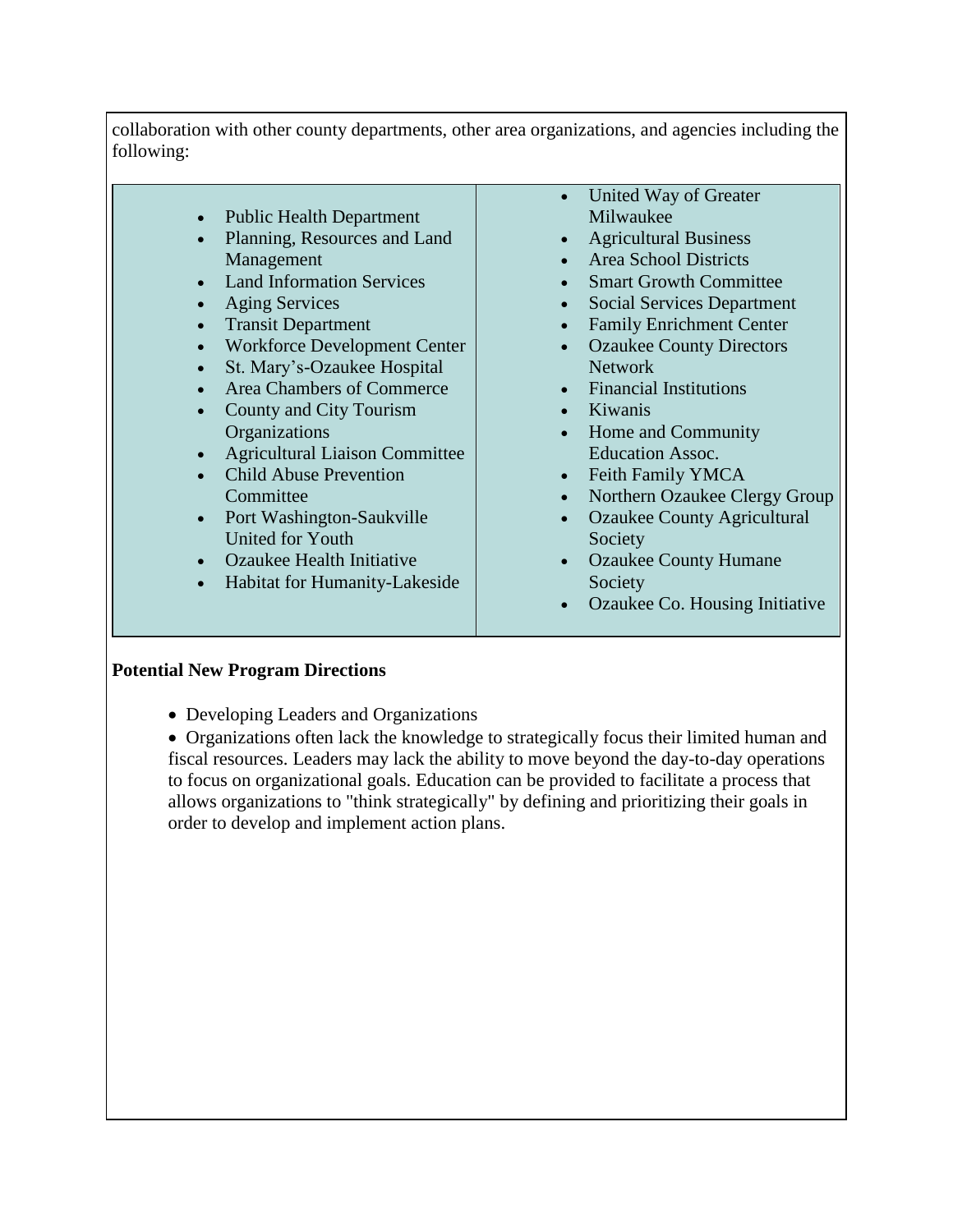collaboration with other county departments, other area organizations, and agencies including the following:

- Public Health Department
- Planning, Resources and Land Management
- Land Information Services
- Aging Services
- Transit Department
- Workforce Development Center
- St. Mary's-Ozaukee Hospital
- Area Chambers of Commerce
- County and City Tourism Organizations
- Agricultural Liaison Committee
- Child Abuse Prevention Committee
- Port Washington-Saukville United for Youth
- Ozaukee Health Initiative
- Habitat for Humanity-Lakeside
- United Way of Greater Milwaukee
- Agricultural Business
- Area School Districts
- Smart Growth Committee
- Social Services Department
- Family Enrichment Center
- Ozaukee County Directors Network
- Financial Institutions
- Kiwanis
- Home and Community Education Assoc.
- Feith Family YMCA
- Northern Ozaukee Clergy Group
- Ozaukee County Agricultural Society
- Ozaukee County Humane Society
- Ozaukee Co. Housing Initiative

**Potential New Program Directions**

- Developing Leaders and Organizations
- Organizations often lack the knowledge to strategically focus their limited human and fiscal resources. Leaders may lack the ability to move beyond the day-to-day operations to focus on organizational goals. Education can be provided to facilitate a process that allows organizations to "think strategically" by defining and prioritizing their goals in order to develop and implement action plans.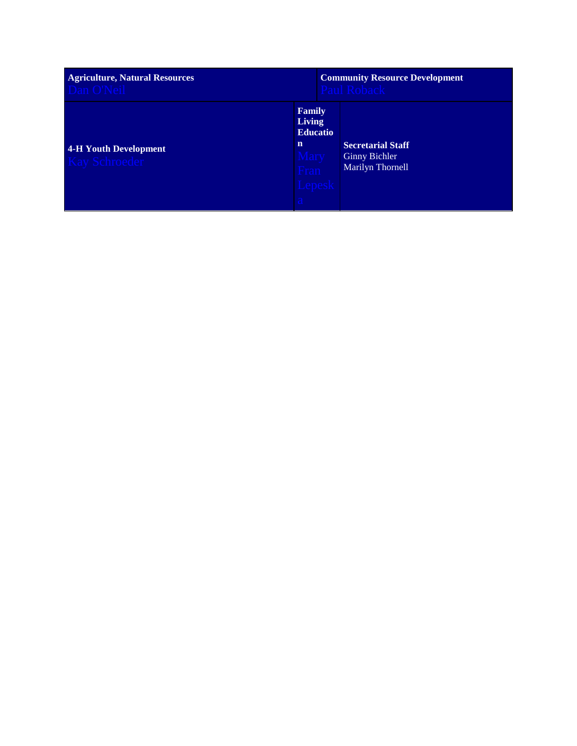| | |
|---|---|
| **Agriculture, Natural Resources**<br>Dan O'Neil | **Community Resource Development**<br>Paul Roback |
| **4-H Youth Development**<br>Kay Schroeder | **Family Living Education**<br>Mary Fran Lepeska |
| **Secretarial Staff**<br>Ginny Bichler<br>Marilyn Thornell | |